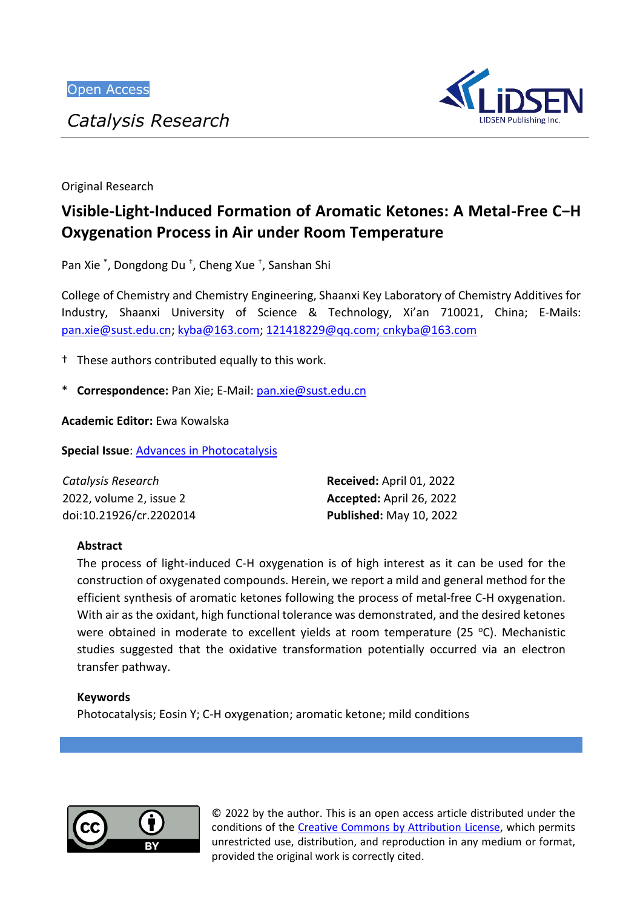Open Access

*Catalysis Research*

Original Research

# Visible-Light-Induced Formation of Aromatic Ketones: A Metal-Free C–H Oxygenation Process in Air under Room Temperature

Pan Xie [*], Dongdong Du [†], Cheng Xue [†], Sanshan Shi

College of Chemistry and Chemistry Engineering, Shaanxi Key Laboratory of Chemistry Additives for Industry, Shaanxi University of Science & Technology, Xi'an 710021, China; E-Mails: pan.xie@sust.edu.cn; kyba@163.com; 121418229@qq.com; cnkyba@163.com

† These authors contributed equally to this work.

* **Correspondence:** Pan Xie; E-Mail: pan.xie@sust.edu.cn

**Academic Editor:** Ewa Kowalska

**Special Issue**: Advances in Photocatalysis

*Catalysis Research*
2022, volume 2, issue 2
doi:10.21926/cr.2202014

**Received:** April 01, 2022
**Accepted:** April 26, 2022
**Published:** May 10, 2022

## Abstract

The process of light-induced C-H oxygenation is of high interest as it can be used for the construction of oxygenated compounds. Herein, we report a mild and general method for the efficient synthesis of aromatic ketones following the process of metal-free C-H oxygenation. With air as the oxidant, high functional tolerance was demonstrated, and the desired ketones were obtained in moderate to excellent yields at room temperature (25 $^{o}$C). Mechanistic studies suggested that the oxidative transformation potentially occurred via an electron transfer pathway.

## Keywords

Photocatalysis; Eosin Y; C-H oxygenation; aromatic ketone; mild conditions

© 2022 by the author. This is an open access article distributed under the conditions of the Creative Commons by Attribution License, which permits unrestricted use, distribution, and reproduction in any medium or format, provided the original work is correctly cited.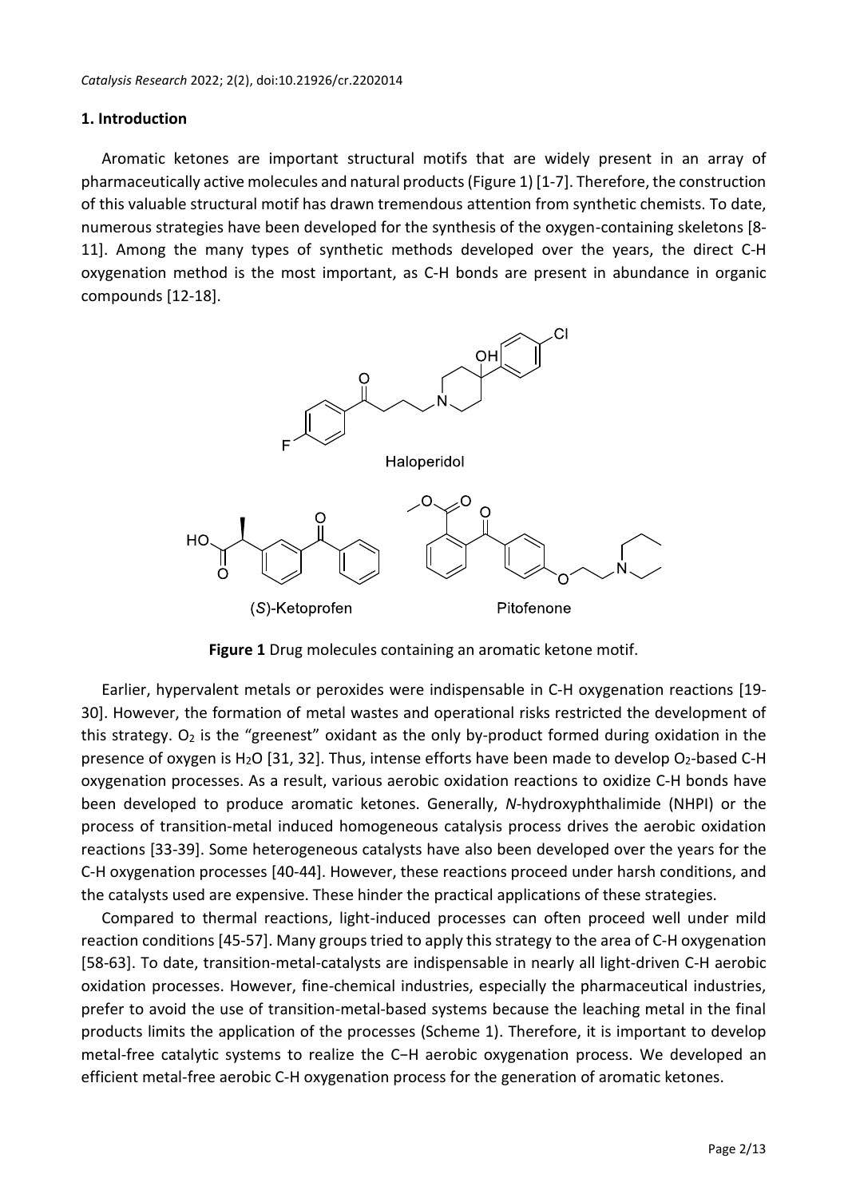## 1. Introduction

Aromatic ketones are important structural motifs that are widely present in an array of pharmaceutically active molecules and natural products (Figure 1) [1-7]. Therefore, the construction of this valuable structural motif has drawn tremendous attention from synthetic chemists. To date, numerous strategies have been developed for the synthesis of the oxygen-containing skeletons [8-11]. Among the many types of synthetic methods developed over the years, the direct C-H oxygenation method is the most important, as C-H bonds are present in abundance in organic compounds [12-18].

**Figure 1** Drug molecules containing an aromatic ketone motif.

Earlier, hypervalent metals or peroxides were indispensable in C-H oxygenation reactions [19-30]. However, the formation of metal wastes and operational risks restricted the development of this strategy. $O_2$ is the "greenest" oxidant as the only by-product formed during oxidation in the presence of oxygen is $H_2O$ [31, 32]. Thus, intense efforts have been made to develop $O_2$-based C-H oxygenation processes. As a result, various aerobic oxidation reactions to oxidize C-H bonds have been developed to produce aromatic ketones. Generally, *N*-hydroxyphthalimide (NHPI) or the process of transition-metal induced homogeneous catalysis process drives the aerobic oxidation reactions [33-39]. Some heterogeneous catalysts have also been developed over the years for the C-H oxygenation processes [40-44]. However, these reactions proceed under harsh conditions, and the catalysts used are expensive. These hinder the practical applications of these strategies.

Compared to thermal reactions, light-induced processes can often proceed well under mild reaction conditions [45-57]. Many groups tried to apply this strategy to the area of C-H oxygenation [58-63]. To date, transition-metal-catalysts are indispensable in nearly all light-driven C-H aerobic oxidation processes. However, fine-chemical industries, especially the pharmaceutical industries, prefer to avoid the use of transition-metal-based systems because the leaching metal in the final products limits the application of the processes (Scheme 1). Therefore, it is important to develop metal-free catalytic systems to realize the C−H aerobic oxygenation process. We developed an efficient metal-free aerobic C-H oxygenation process for the generation of aromatic ketones.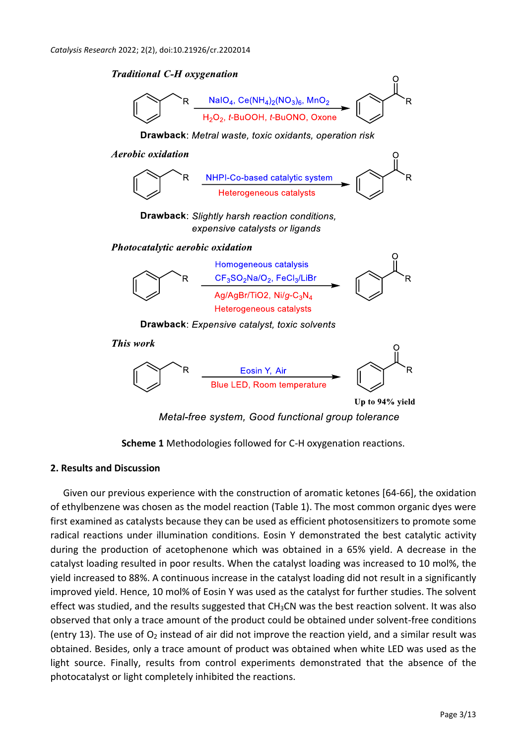***Traditional C-H oxygenation***

$NaIO_4$, $Ce(NH_4)_2(NO_3)_6$, $MnO_2$

$H_2O_2$, *t*-BuOOH, *t*-BuONO, Oxone

**Drawback**: *Metral waste, toxic oxidants, operation risk*

***Aerobic oxidation***

NHPI-Co-based catalytic system

Heterogeneous catalysts

**Drawback**: *Slightly harsh reaction conditions, expensive catalysts or ligands*

***Photocatalytic aerobic oxidation***

Homogeneous catalysis

$CF_3SO_2Na/O_2$, $FeCl_3/LiBr$

Ag/AgBr/TiO2, Ni/*g*-$C_3N_4$

Heterogeneous catalysts

**Drawback**: *Expensive catalyst, toxic solvents*

***This work***

Eosin Y, Air

Blue LED, Room temperature

**Up to 94% yield**

*Metal-free system, Good functional group tolerance*

**Scheme 1** Methodologies followed for C-H oxygenation reactions.

## 2. Results and Discussion

Given our previous experience with the construction of aromatic ketones [64-66], the oxidation of ethylbenzene was chosen as the model reaction (Table 1). The most common organic dyes were first examined as catalysts because they can be used as efficient photosensitizers to promote some radical reactions under illumination conditions. Eosin Y demonstrated the best catalytic activity during the production of acetophenone which was obtained in a 65% yield. A decrease in the catalyst loading resulted in poor results. When the catalyst loading was increased to 10 mol%, the yield increased to 88%. A continuous increase in the catalyst loading did not result in a significantly improved yield. Hence, 10 mol% of Eosin Y was used as the catalyst for further studies. The solvent effect was studied, and the results suggested that $CH_3CN$ was the best reaction solvent. It was also observed that only a trace amount of the product could be obtained under solvent-free conditions (entry 13). The use of $O_2$ instead of air did not improve the reaction yield, and a similar result was obtained. Besides, only a trace amount of product was obtained when white LED was used as the light source. Finally, results from control experiments demonstrated that the absence of the photocatalyst or light completely inhibited the reactions.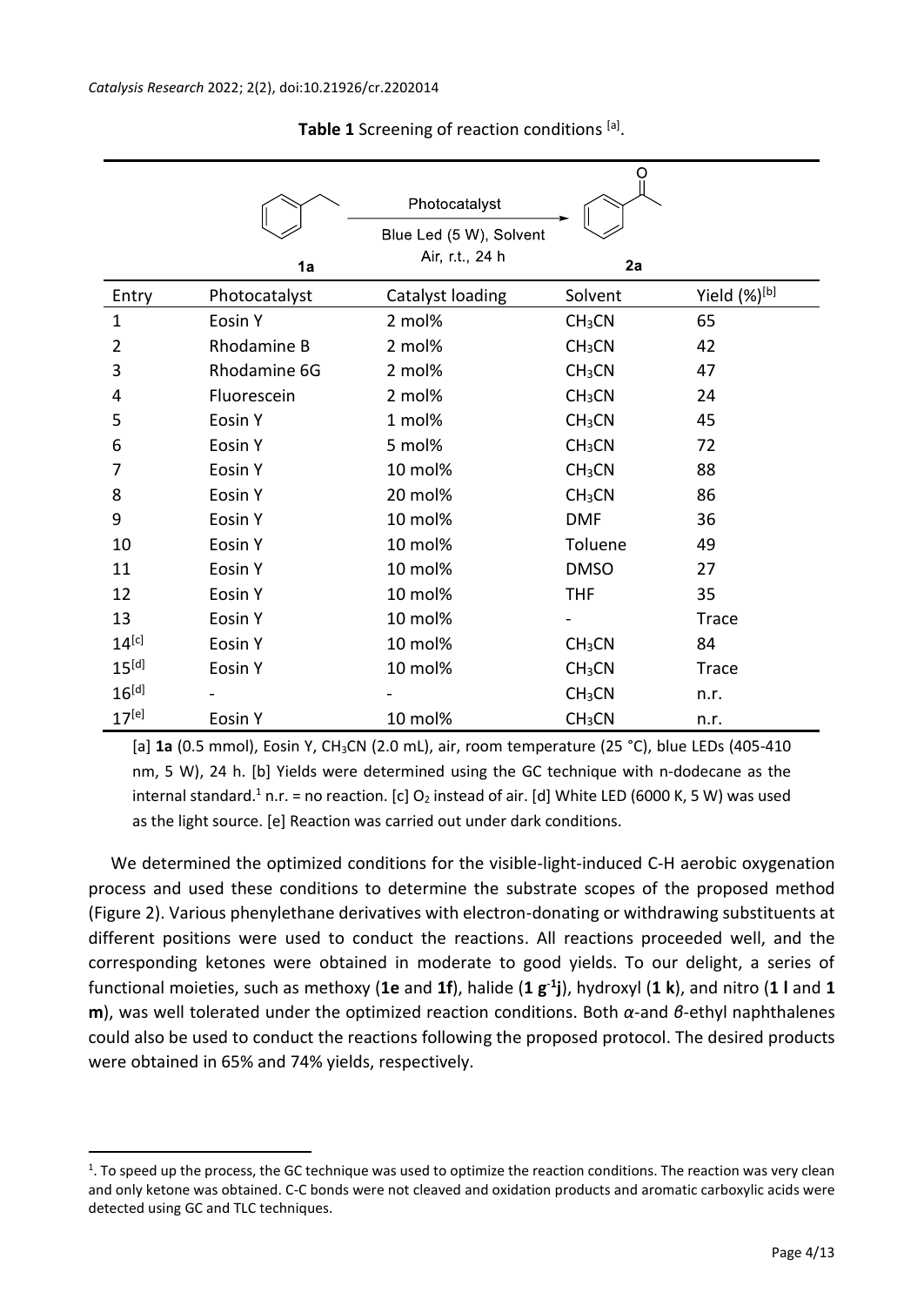**Table 1** Screening of reaction conditions [a].

1a → 2a: Photocatalyst, Blue Led (5 W), Solvent, Air, r.t., 24 h

| Entry | Photocatalyst | Catalyst loading | Solvent | Yield (%)[b] |
|---|---|---|---|---|
| 1 | Eosin Y | 2 mol% | $CH_3CN$ | 65 |
| 2 | Rhodamine B | 2 mol% | $CH_3CN$ | 42 |
| 3 | Rhodamine 6G | 2 mol% | $CH_3CN$ | 47 |
| 4 | Fluorescein | 2 mol% | $CH_3CN$ | 24 |
| 5 | Eosin Y | 1 mol% | $CH_3CN$ | 45 |
| 6 | Eosin Y | 5 mol% | $CH_3CN$ | 72 |
| 7 | Eosin Y | 10 mol% | $CH_3CN$ | 88 |
| 8 | Eosin Y | 20 mol% | $CH_3CN$ | 86 |
| 9 | Eosin Y | 10 mol% | DMF | 36 |
| 10 | Eosin Y | 10 mol% | Toluene | 49 |
| 11 | Eosin Y | 10 mol% | DMSO | 27 |
| 12 | Eosin Y | 10 mol% | THF | 35 |
| 13 | Eosin Y | 10 mol% | - | Trace |
| 14[c] | Eosin Y | 10 mol% | $CH_3CN$ | 84 |
| 15[d] | Eosin Y | 10 mol% | $CH_3CN$ | Trace |
| 16[d] | - | - | $CH_3CN$ | n.r. |
| 17[e] | Eosin Y | 10 mol% | $CH_3CN$ | n.r. |

[a] **1a** (0.5 mmol), Eosin Y, $CH_3CN$ (2.0 mL), air, room temperature (25 °C), blue LEDs (405-410 nm, 5 W), 24 h. [b] Yields were determined using the GC technique with n-dodecane as the internal standard.[1] n.r. = no reaction. [c] $O_2$ instead of air. [d] White LED (6000 K, 5 W) was used as the light source. [e] Reaction was carried out under dark conditions.

We determined the optimized conditions for the visible-light-induced C-H aerobic oxygenation process and used these conditions to determine the substrate scopes of the proposed method (Figure 2). Various phenylethane derivatives with electron-donating or withdrawing substituents at different positions were used to conduct the reactions. All reactions proceeded well, and the corresponding ketones were obtained in moderate to good yields. To our delight, a series of functional moieties, such as methoxy (**1e** and **1f**), halide (**1 g-1j**), hydroxyl (**1 k**), and nitro (**1 l** and **1 m**), was well tolerated under the optimized reaction conditions. Both *α*-and *β*-ethyl naphthalenes could also be used to conduct the reactions following the proposed protocol. The desired products were obtained in 65% and 74% yields, respectively.

[1]. To speed up the process, the GC technique was used to optimize the reaction conditions. The reaction was very clean and only ketone was obtained. C-C bonds were not cleaved and oxidation products and aromatic carboxylic acids were detected using GC and TLC techniques.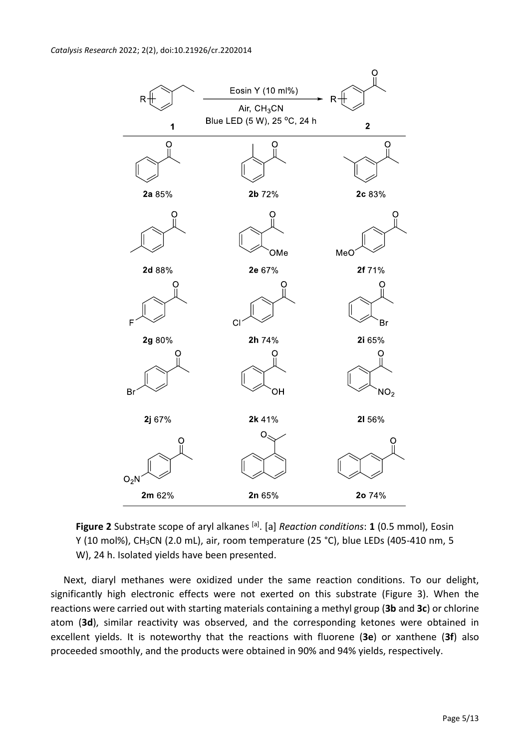Eosin Y (10 ml%)

Air, $CH_3CN$

Blue LED (5 W), 25 °C, 24 h

**1** → **2**

**2a** 85% **2b** 72% **2c** 83%

**2d** 88% **2e** 67% **2f** 71%

**2g** 80% **2h** 74% **2i** 65%

**2j** 67% **2k** 41% **2l** 56%

**2m** 62% **2n** 65% **2o** 74%

**Figure 2** Substrate scope of aryl alkanes [a]. [a] *Reaction conditions*: **1** (0.5 mmol), Eosin Y (10 mol%), $CH_3CN$ (2.0 mL), air, room temperature (25 °C), blue LEDs (405-410 nm, 5 W), 24 h. Isolated yields have been presented.

Next, diaryl methanes were oxidized under the same reaction conditions. To our delight, significantly high electronic effects were not exerted on this substrate (Figure 3). When the reactions were carried out with starting materials containing a methyl group (**3b** and **3c**) or chlorine atom (**3d**), similar reactivity was observed, and the corresponding ketones were obtained in excellent yields. It is noteworthy that the reactions with fluorene (**3e**) or xanthene (**3f**) also proceeded smoothly, and the products were obtained in 90% and 94% yields, respectively.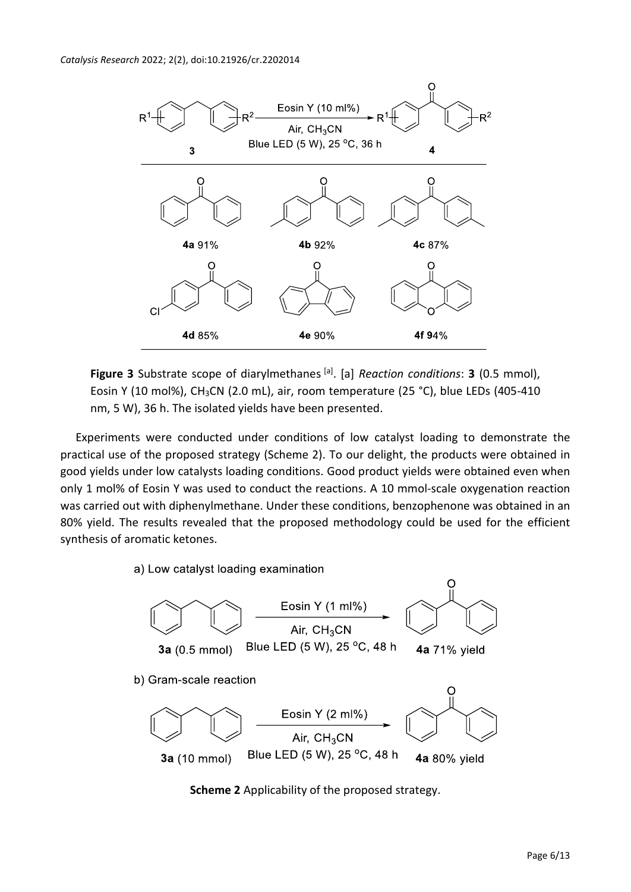**Figure 3** Substrate scope of diarylmethanes [a]. [a] *Reaction conditions*: **3** (0.5 mmol), Eosin Y (10 mol%), $CH_3CN$ (2.0 mL), air, room temperature (25 °C), blue LEDs (405-410 nm, 5 W), 36 h. The isolated yields have been presented.

Experiments were conducted under conditions of low catalyst loading to demonstrate the practical use of the proposed strategy (Scheme 2). To our delight, the products were obtained in good yields under low catalysts loading conditions. Good product yields were obtained even when only 1 mol% of Eosin Y was used to conduct the reactions. A 10 mmol-scale oxygenation reaction was carried out with diphenylmethane. Under these conditions, benzophenone was obtained in an 80% yield. The results revealed that the proposed methodology could be used for the efficient synthesis of aromatic ketones.

**Scheme 2** Applicability of the proposed strategy.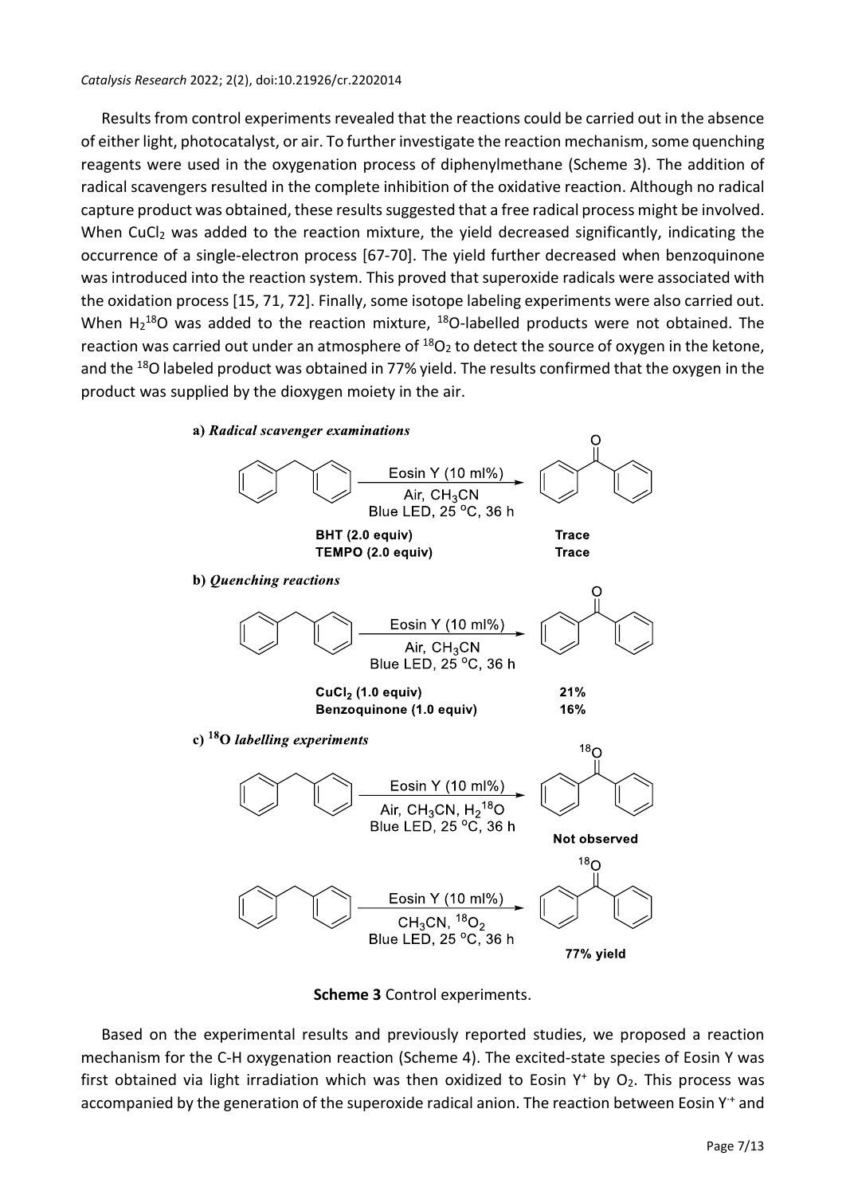Results from control experiments revealed that the reactions could be carried out in the absence of either light, photocatalyst, or air. To further investigate the reaction mechanism, some quenching reagents were used in the oxygenation process of diphenylmethane (Scheme 3). The addition of radical scavengers resulted in the complete inhibition of the oxidative reaction. Although no radical capture product was obtained, these results suggested that a free radical process might be involved. When $CuCl_2$ was added to the reaction mixture, the yield decreased significantly, indicating the occurrence of a single-electron process [67-70]. The yield further decreased when benzoquinone was introduced into the reaction system. This proved that superoxide radicals were associated with the oxidation process [15, 71, 72]. Finally, some isotope labeling experiments were also carried out. When $H_2^{18}O$ was added to the reaction mixture, $^{18}O$-labelled products were not obtained. The reaction was carried out under an atmosphere of $^{18}O_2$ to detect the source of oxygen in the ketone, and the $^{18}O$ labeled product was obtained in 77% yield. The results confirmed that the oxygen in the product was supplied by the dioxygen moiety in the air.

**a)** ***Radical scavenger examinations***

Eosin Y (10 ml%), Air, $CH_3CN$, Blue LED, 25 °C, 36 h

**BHT (2.0 equiv)** — **Trace**
**TEMPO (2.0 equiv)** — **Trace**

**b)** ***Quenching reactions***

Eosin Y (10 ml%), Air, $CH_3CN$, Blue LED, 25 °C, 36 h

**$CuCl_2$ (1.0 equiv)** — **21%**
**Benzoquinone (1.0 equiv)** — **16%**

**c)** ***$^{18}O$ labelling experiments***

Eosin Y (10 ml%), Air, $CH_3CN$, $H_2^{18}O$, Blue LED, 25 °C, 36 h — **Not observed**

Eosin Y (10 ml%), $CH_3CN$, $^{18}O_2$, Blue LED, 25 °C, 36 h — **77% yield**

**Scheme 3** Control experiments.

Based on the experimental results and previously reported studies, we proposed a reaction mechanism for the C-H oxygenation reaction (Scheme 4). The excited-state species of Eosin Y was first obtained via light irradiation which was then oxidized to Eosin $Y^{+}$ by $O_2$. This process was accompanied by the generation of the superoxide radical anion. The reaction between Eosin $Y^{\cdot+}$ and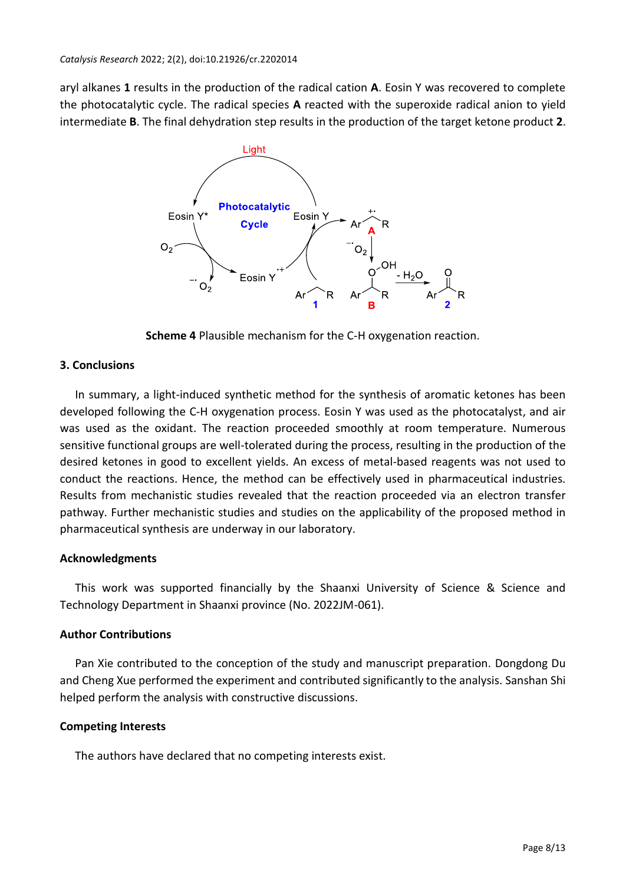aryl alkanes **1** results in the production of the radical cation **A**. Eosin Y was recovered to complete the photocatalytic cycle. The radical species **A** reacted with the superoxide radical anion to yield intermediate **B**. The final dehydration step results in the production of the target ketone product **2**.

**Scheme 4** Plausible mechanism for the C-H oxygenation reaction.

## 3. Conclusions

In summary, a light-induced synthetic method for the synthesis of aromatic ketones has been developed following the C-H oxygenation process. Eosin Y was used as the photocatalyst, and air was used as the oxidant. The reaction proceeded smoothly at room temperature. Numerous sensitive functional groups are well-tolerated during the process, resulting in the production of the desired ketones in good to excellent yields. An excess of metal-based reagents was not used to conduct the reactions. Hence, the method can be effectively used in pharmaceutical industries. Results from mechanistic studies revealed that the reaction proceeded via an electron transfer pathway. Further mechanistic studies and studies on the applicability of the proposed method in pharmaceutical synthesis are underway in our laboratory.

### Acknowledgments

This work was supported financially by the Shaanxi University of Science & Science and Technology Department in Shaanxi province (No. 2022JM-061).

### Author Contributions

Pan Xie contributed to the conception of the study and manuscript preparation. Dongdong Du and Cheng Xue performed the experiment and contributed significantly to the analysis. Sanshan Shi helped perform the analysis with constructive discussions.

### Competing Interests

The authors have declared that no competing interests exist.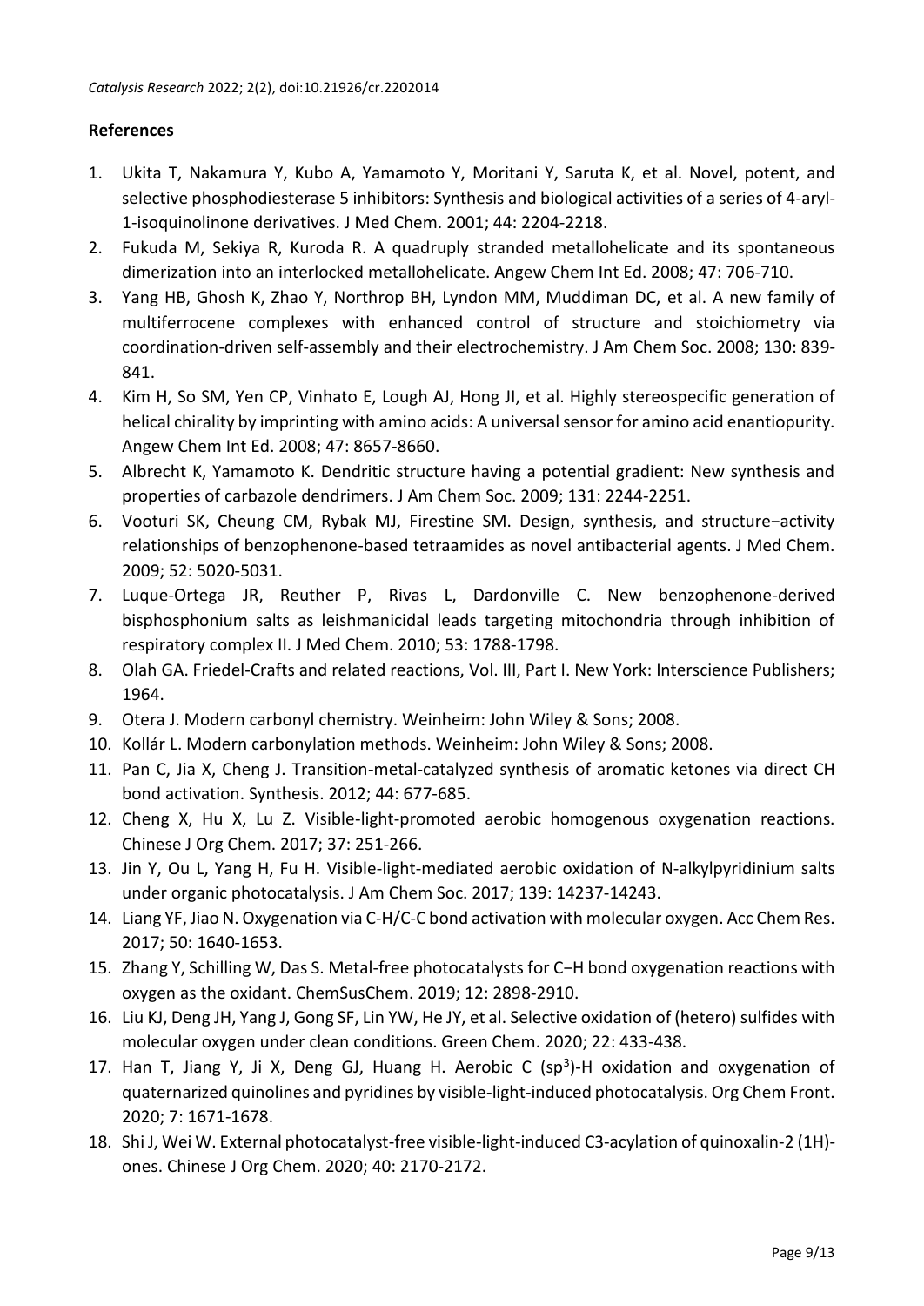## References

1. Ukita T, Nakamura Y, Kubo A, Yamamoto Y, Moritani Y, Saruta K, et al. Novel, potent, and selective phosphodiesterase 5 inhibitors: Synthesis and biological activities of a series of 4-aryl-1-isoquinolinone derivatives. J Med Chem. 2001; 44: 2204-2218.
2. Fukuda M, Sekiya R, Kuroda R. A quadruply stranded metallohelicate and its spontaneous dimerization into an interlocked metallohelicate. Angew Chem Int Ed. 2008; 47: 706-710.
3. Yang HB, Ghosh K, Zhao Y, Northrop BH, Lyndon MM, Muddiman DC, et al. A new family of multiferrocene complexes with enhanced control of structure and stoichiometry via coordination-driven self-assembly and their electrochemistry. J Am Chem Soc. 2008; 130: 839-841.
4. Kim H, So SM, Yen CP, Vinhato E, Lough AJ, Hong JI, et al. Highly stereospecific generation of helical chirality by imprinting with amino acids: A universal sensor for amino acid enantiopurity. Angew Chem Int Ed. 2008; 47: 8657-8660.
5. Albrecht K, Yamamoto K. Dendritic structure having a potential gradient: New synthesis and properties of carbazole dendrimers. J Am Chem Soc. 2009; 131: 2244-2251.
6. Vooturi SK, Cheung CM, Rybak MJ, Firestine SM. Design, synthesis, and structure−activity relationships of benzophenone-based tetraamides as novel antibacterial agents. J Med Chem. 2009; 52: 5020-5031.
7. Luque-Ortega JR, Reuther P, Rivas L, Dardonville C. New benzophenone-derived bisphosphonium salts as leishmanicidal leads targeting mitochondria through inhibition of respiratory complex II. J Med Chem. 2010; 53: 1788-1798.
8. Olah GA. Friedel-Crafts and related reactions, Vol. III, Part I. New York: Interscience Publishers; 1964.
9. Otera J. Modern carbonyl chemistry. Weinheim: John Wiley & Sons; 2008.
10. Kollár L. Modern carbonylation methods. Weinheim: John Wiley & Sons; 2008.
11. Pan C, Jia X, Cheng J. Transition-metal-catalyzed synthesis of aromatic ketones via direct CH bond activation. Synthesis. 2012; 44: 677-685.
12. Cheng X, Hu X, Lu Z. Visible-light-promoted aerobic homogenous oxygenation reactions. Chinese J Org Chem. 2017; 37: 251-266.
13. Jin Y, Ou L, Yang H, Fu H. Visible-light-mediated aerobic oxidation of N-alkylpyridinium salts under organic photocatalysis. J Am Chem Soc. 2017; 139: 14237-14243.
14. Liang YF, Jiao N. Oxygenation via C-H/C-C bond activation with molecular oxygen. Acc Chem Res. 2017; 50: 1640-1653.
15. Zhang Y, Schilling W, Das S. Metal-free photocatalysts for C−H bond oxygenation reactions with oxygen as the oxidant. ChemSusChem. 2019; 12: 2898-2910.
16. Liu KJ, Deng JH, Yang J, Gong SF, Lin YW, He JY, et al. Selective oxidation of (hetero) sulfides with molecular oxygen under clean conditions. Green Chem. 2020; 22: 433-438.
17. Han T, Jiang Y, Ji X, Deng GJ, Huang H. Aerobic C ($sp^3$)-H oxidation and oxygenation of quaternarized quinolines and pyridines by visible-light-induced photocatalysis. Org Chem Front. 2020; 7: 1671-1678.
18. Shi J, Wei W. External photocatalyst-free visible-light-induced C3-acylation of quinoxalin-2 (1H)-ones. Chinese J Org Chem. 2020; 40: 2170-2172.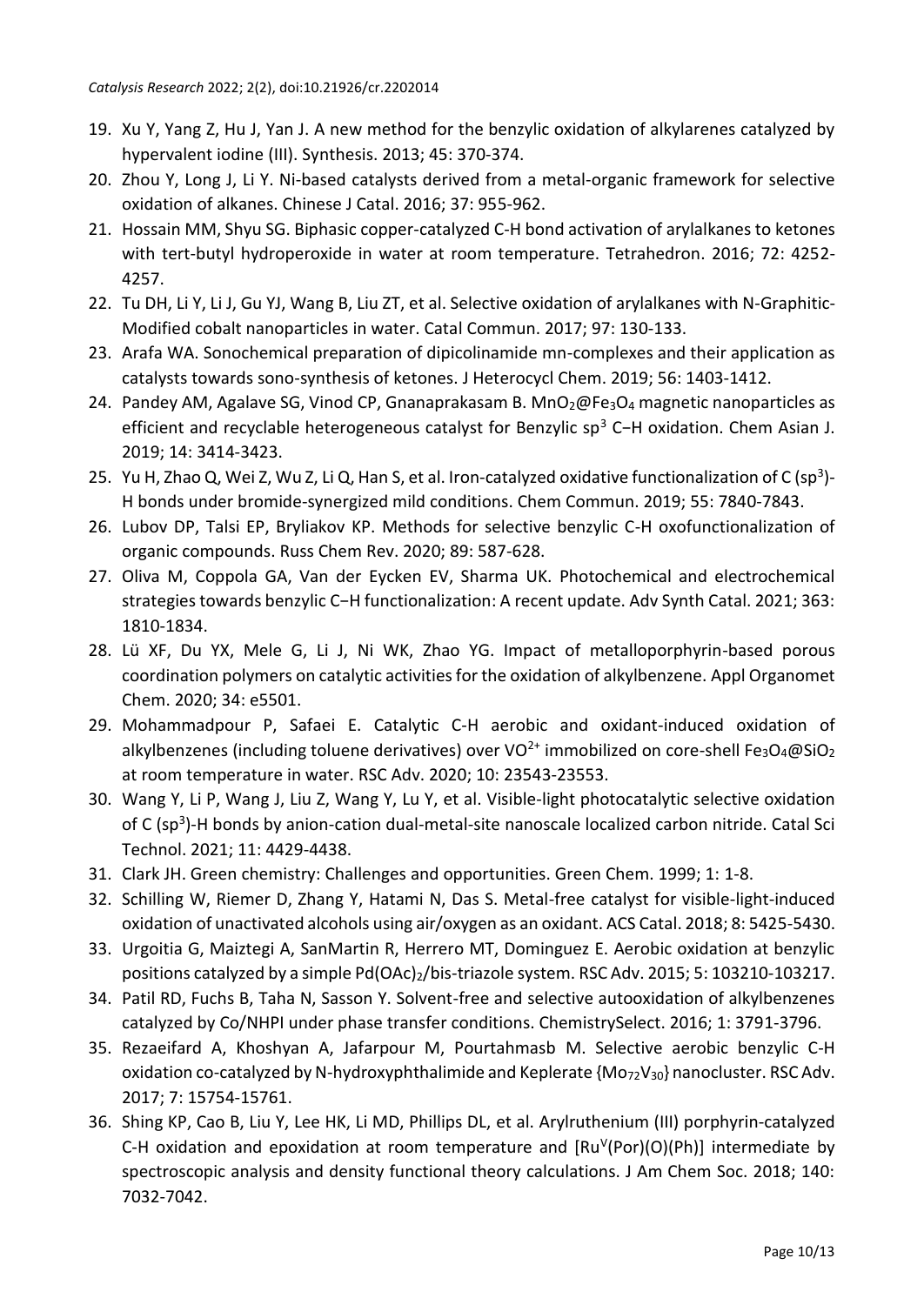19. Xu Y, Yang Z, Hu J, Yan J. A new method for the benzylic oxidation of alkylarenes catalyzed by hypervalent iodine (III). Synthesis. 2013; 45: 370-374.
20. Zhou Y, Long J, Li Y. Ni-based catalysts derived from a metal-organic framework for selective oxidation of alkanes. Chinese J Catal. 2016; 37: 955-962.
21. Hossain MM, Shyu SG. Biphasic copper-catalyzed C-H bond activation of arylalkanes to ketones with tert-butyl hydroperoxide in water at room temperature. Tetrahedron. 2016; 72: 4252-4257.
22. Tu DH, Li Y, Li J, Gu YJ, Wang B, Liu ZT, et al. Selective oxidation of arylalkanes with N-Graphitic-Modified cobalt nanoparticles in water. Catal Commun. 2017; 97: 130-133.
23. Arafa WA. Sonochemical preparation of dipicolinamide mn-complexes and their application as catalysts towards sono-synthesis of ketones. J Heterocycl Chem. 2019; 56: 1403-1412.
24. Pandey AM, Agalave SG, Vinod CP, Gnanaprakasam B. $MnO_2@Fe_3O_4$ magnetic nanoparticles as efficient and recyclable heterogeneous catalyst for Benzylic $sp^3$ C−H oxidation. Chem Asian J. 2019; 14: 3414-3423.
25. Yu H, Zhao Q, Wei Z, Wu Z, Li Q, Han S, et al. Iron-catalyzed oxidative functionalization of C ($sp^3$)-H bonds under bromide-synergized mild conditions. Chem Commun. 2019; 55: 7840-7843.
26. Lubov DP, Talsi EP, Bryliakov KP. Methods for selective benzylic C-H oxofunctionalization of organic compounds. Russ Chem Rev. 2020; 89: 587-628.
27. Oliva M, Coppola GA, Van der Eycken EV, Sharma UK. Photochemical and electrochemical strategies towards benzylic C−H functionalization: A recent update. Adv Synth Catal. 2021; 363: 1810-1834.
28. Lü XF, Du YX, Mele G, Li J, Ni WK, Zhao YG. Impact of metalloporphyrin-based porous coordination polymers on catalytic activities for the oxidation of alkylbenzene. Appl Organomet Chem. 2020; 34: e5501.
29. Mohammadpour P, Safaei E. Catalytic C-H aerobic and oxidant-induced oxidation of alkylbenzenes (including toluene derivatives) over $VO^{2+}$ immobilized on core-shell $Fe_3O_4@SiO_2$ at room temperature in water. RSC Adv. 2020; 10: 23543-23553.
30. Wang Y, Li P, Wang J, Liu Z, Wang Y, Lu Y, et al. Visible-light photocatalytic selective oxidation of C ($sp^3$)-H bonds by anion-cation dual-metal-site nanoscale localized carbon nitride. Catal Sci Technol. 2021; 11: 4429-4438.
31. Clark JH. Green chemistry: Challenges and opportunities. Green Chem. 1999; 1: 1-8.
32. Schilling W, Riemer D, Zhang Y, Hatami N, Das S. Metal-free catalyst for visible-light-induced oxidation of unactivated alcohols using air/oxygen as an oxidant. ACS Catal. 2018; 8: 5425-5430.
33. Urgoitia G, Maiztegi A, SanMartin R, Herrero MT, Dominguez E. Aerobic oxidation at benzylic positions catalyzed by a simple $Pd(OAc)_2$/bis-triazole system. RSC Adv. 2015; 5: 103210-103217.
34. Patil RD, Fuchs B, Taha N, Sasson Y. Solvent-free and selective autooxidation of alkylbenzenes catalyzed by Co/NHPI under phase transfer conditions. ChemistrySelect. 2016; 1: 3791-3796.
35. Rezaeifard A, Khoshyan A, Jafarpour M, Pourtahmasb M. Selective aerobic benzylic C-H oxidation co-catalyzed by N-hydroxyphthalimide and Keplerate $\{Mo_{72}V_{30}\}$ nanocluster. RSC Adv. 2017; 7: 15754-15761.
36. Shing KP, Cao B, Liu Y, Lee HK, Li MD, Phillips DL, et al. Arylruthenium (III) porphyrin-catalyzed C-H oxidation and epoxidation at room temperature and $[Ru^{V}(Por)(O)(Ph)]$ intermediate by spectroscopic analysis and density functional theory calculations. J Am Chem Soc. 2018; 140: 7032-7042.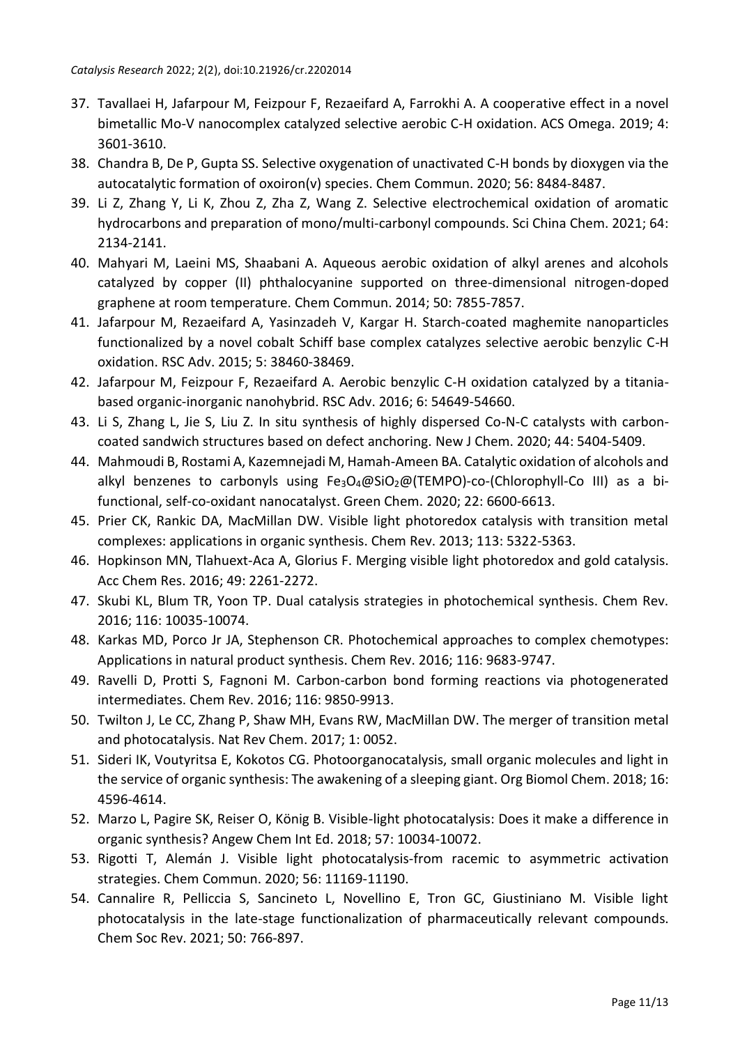37. Tavallaei H, Jafarpour M, Feizpour F, Rezaeifard A, Farrokhi A. A cooperative effect in a novel bimetallic Mo-V nanocomplex catalyzed selective aerobic C-H oxidation. ACS Omega. 2019; 4: 3601-3610.
38. Chandra B, De P, Gupta SS. Selective oxygenation of unactivated C-H bonds by dioxygen via the autocatalytic formation of oxoiron(v) species. Chem Commun. 2020; 56: 8484-8487.
39. Li Z, Zhang Y, Li K, Zhou Z, Zha Z, Wang Z. Selective electrochemical oxidation of aromatic hydrocarbons and preparation of mono/multi-carbonyl compounds. Sci China Chem. 2021; 64: 2134-2141.
40. Mahyari M, Laeini MS, Shaabani A. Aqueous aerobic oxidation of alkyl arenes and alcohols catalyzed by copper (II) phthalocyanine supported on three-dimensional nitrogen-doped graphene at room temperature. Chem Commun. 2014; 50: 7855-7857.
41. Jafarpour M, Rezaeifard A, Yasinzadeh V, Kargar H. Starch-coated maghemite nanoparticles functionalized by a novel cobalt Schiff base complex catalyzes selective aerobic benzylic C-H oxidation. RSC Adv. 2015; 5: 38460-38469.
42. Jafarpour M, Feizpour F, Rezaeifard A. Aerobic benzylic C-H oxidation catalyzed by a titania-based organic-inorganic nanohybrid. RSC Adv. 2016; 6: 54649-54660.
43. Li S, Zhang L, Jie S, Liu Z. In situ synthesis of highly dispersed Co-N-C catalysts with carbon-coated sandwich structures based on defect anchoring. New J Chem. 2020; 44: 5404-5409.
44. Mahmoudi B, Rostami A, Kazemnejadi M, Hamah-Ameen BA. Catalytic oxidation of alcohols and alkyl benzenes to carbonyls using $Fe_3O_4$@$SiO_2$@(TEMPO)-co-(Chlorophyll-Co III) as a bi-functional, self-co-oxidant nanocatalyst. Green Chem. 2020; 22: 6600-6613.
45. Prier CK, Rankic DA, MacMillan DW. Visible light photoredox catalysis with transition metal complexes: applications in organic synthesis. Chem Rev. 2013; 113: 5322-5363.
46. Hopkinson MN, Tlahuext-Aca A, Glorius F. Merging visible light photoredox and gold catalysis. Acc Chem Res. 2016; 49: 2261-2272.
47. Skubi KL, Blum TR, Yoon TP. Dual catalysis strategies in photochemical synthesis. Chem Rev. 2016; 116: 10035-10074.
48. Karkas MD, Porco Jr JA, Stephenson CR. Photochemical approaches to complex chemotypes: Applications in natural product synthesis. Chem Rev. 2016; 116: 9683-9747.
49. Ravelli D, Protti S, Fagnoni M. Carbon-carbon bond forming reactions via photogenerated intermediates. Chem Rev. 2016; 116: 9850-9913.
50. Twilton J, Le CC, Zhang P, Shaw MH, Evans RW, MacMillan DW. The merger of transition metal and photocatalysis. Nat Rev Chem. 2017; 1: 0052.
51. Sideri IK, Voutyritsa E, Kokotos CG. Photoorganocatalysis, small organic molecules and light in the service of organic synthesis: The awakening of a sleeping giant. Org Biomol Chem. 2018; 16: 4596-4614.
52. Marzo L, Pagire SK, Reiser O, König B. Visible-light photocatalysis: Does it make a difference in organic synthesis? Angew Chem Int Ed. 2018; 57: 10034-10072.
53. Rigotti T, Alemán J. Visible light photocatalysis-from racemic to asymmetric activation strategies. Chem Commun. 2020; 56: 11169-11190.
54. Cannalire R, Pelliccia S, Sancineto L, Novellino E, Tron GC, Giustiniano M. Visible light photocatalysis in the late-stage functionalization of pharmaceutically relevant compounds. Chem Soc Rev. 2021; 50: 766-897.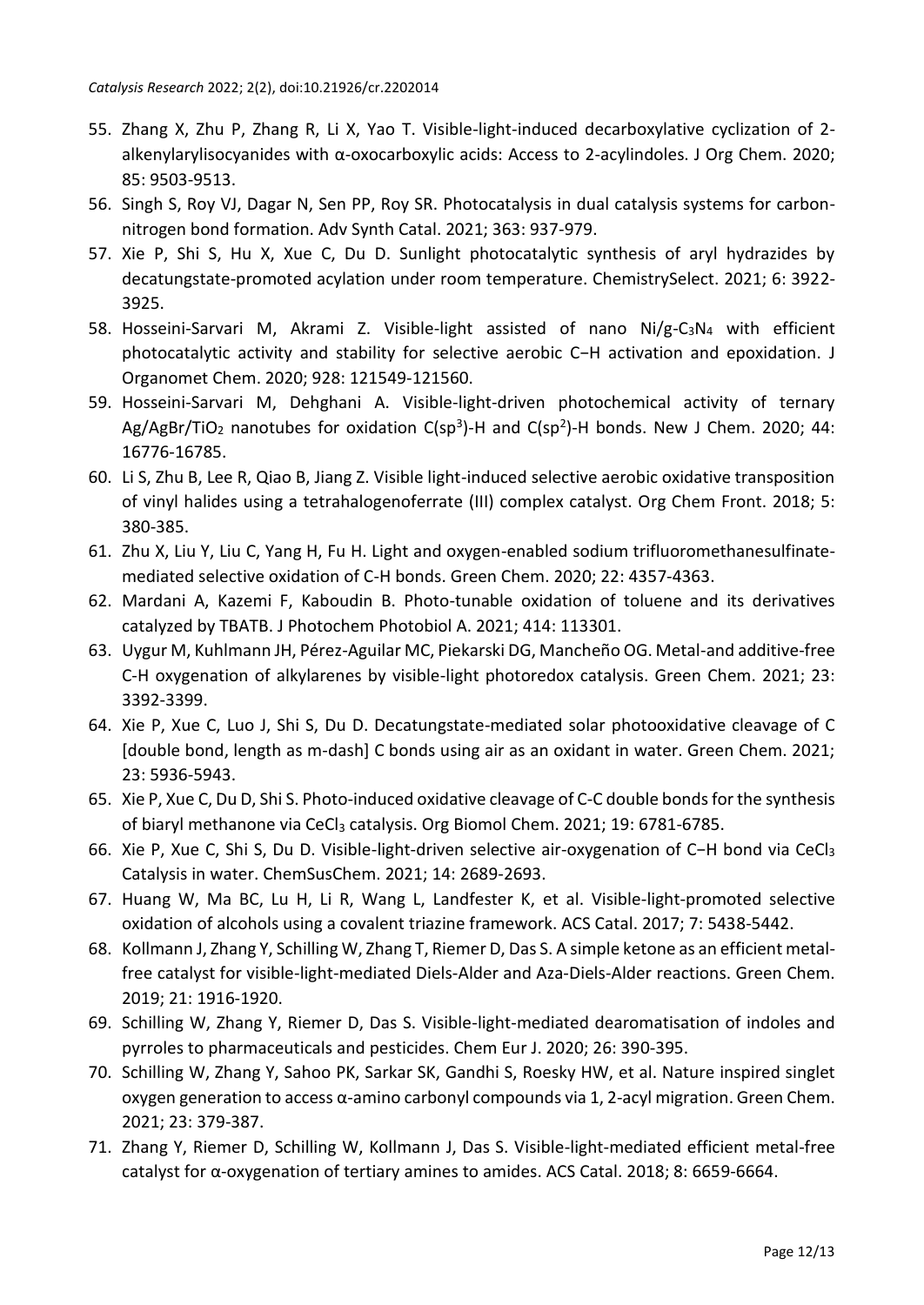55. Zhang X, Zhu P, Zhang R, Li X, Yao T. Visible-light-induced decarboxylative cyclization of 2-alkenylarylisocyanides with α-oxocarboxylic acids: Access to 2-acylindoles. J Org Chem. 2020; 85: 9503-9513.
56. Singh S, Roy VJ, Dagar N, Sen PP, Roy SR. Photocatalysis in dual catalysis systems for carbon-nitrogen bond formation. Adv Synth Catal. 2021; 363: 937-979.
57. Xie P, Shi S, Hu X, Xue C, Du D. Sunlight photocatalytic synthesis of aryl hydrazides by decatungstate-promoted acylation under room temperature. ChemistrySelect. 2021; 6: 3922-3925.
58. Hosseini-Sarvari M, Akrami Z. Visible-light assisted of nano Ni/g-$C_3N_4$ with efficient photocatalytic activity and stability for selective aerobic C−H activation and epoxidation. J Organomet Chem. 2020; 928: 121549-121560.
59. Hosseini-Sarvari M, Dehghani A. Visible-light-driven photochemical activity of ternary Ag/AgBr/$TiO_2$ nanotubes for oxidation C($sp^3$)-H and C($sp^2$)-H bonds. New J Chem. 2020; 44: 16776-16785.
60. Li S, Zhu B, Lee R, Qiao B, Jiang Z. Visible light-induced selective aerobic oxidative transposition of vinyl halides using a tetrahalogenoferrate (III) complex catalyst. Org Chem Front. 2018; 5: 380-385.
61. Zhu X, Liu Y, Liu C, Yang H, Fu H. Light and oxygen-enabled sodium trifluoromethanesulfinate-mediated selective oxidation of C-H bonds. Green Chem. 2020; 22: 4357-4363.
62. Mardani A, Kazemi F, Kaboudin B. Photo-tunable oxidation of toluene and its derivatives catalyzed by TBATB. J Photochem Photobiol A. 2021; 414: 113301.
63. Uygur M, Kuhlmann JH, Pérez-Aguilar MC, Piekarski DG, Mancheño OG. Metal-and additive-free C-H oxygenation of alkylarenes by visible-light photoredox catalysis. Green Chem. 2021; 23: 3392-3399.
64. Xie P, Xue C, Luo J, Shi S, Du D. Decatungstate-mediated solar photooxidative cleavage of C [double bond, length as m-dash] C bonds using air as an oxidant in water. Green Chem. 2021; 23: 5936-5943.
65. Xie P, Xue C, Du D, Shi S. Photo-induced oxidative cleavage of C-C double bonds for the synthesis of biaryl methanone via $CeCl_3$ catalysis. Org Biomol Chem. 2021; 19: 6781-6785.
66. Xie P, Xue C, Shi S, Du D. Visible-light-driven selective air-oxygenation of C−H bond via $CeCl_3$ Catalysis in water. ChemSusChem. 2021; 14: 2689-2693.
67. Huang W, Ma BC, Lu H, Li R, Wang L, Landfester K, et al. Visible-light-promoted selective oxidation of alcohols using a covalent triazine framework. ACS Catal. 2017; 7: 5438-5442.
68. Kollmann J, Zhang Y, Schilling W, Zhang T, Riemer D, Das S. A simple ketone as an efficient metal-free catalyst for visible-light-mediated Diels-Alder and Aza-Diels-Alder reactions. Green Chem. 2019; 21: 1916-1920.
69. Schilling W, Zhang Y, Riemer D, Das S. Visible-light-mediated dearomatisation of indoles and pyrroles to pharmaceuticals and pesticides. Chem Eur J. 2020; 26: 390-395.
70. Schilling W, Zhang Y, Sahoo PK, Sarkar SK, Gandhi S, Roesky HW, et al. Nature inspired singlet oxygen generation to access α-amino carbonyl compounds via 1, 2-acyl migration. Green Chem. 2021; 23: 379-387.
71. Zhang Y, Riemer D, Schilling W, Kollmann J, Das S. Visible-light-mediated efficient metal-free catalyst for α-oxygenation of tertiary amines to amides. ACS Catal. 2018; 8: 6659-6664.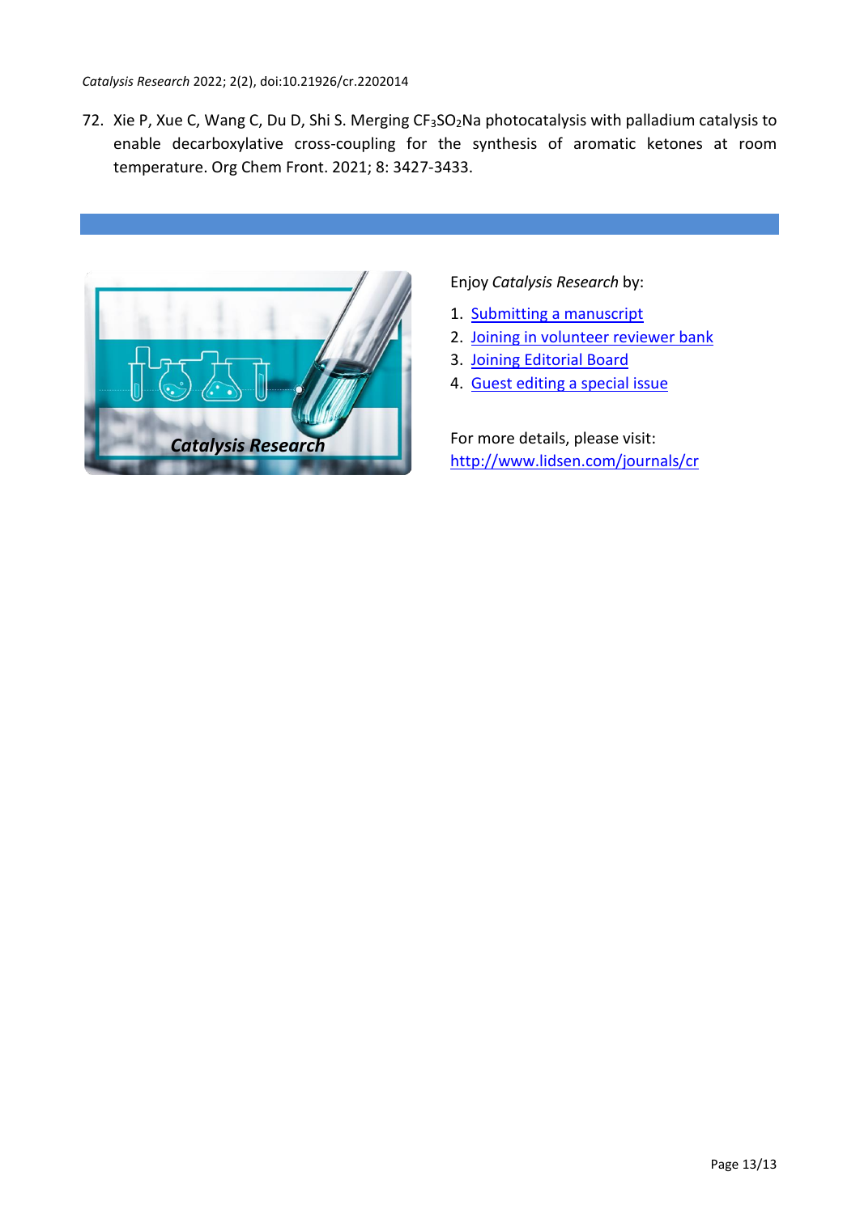72. Xie P, Xue C, Wang C, Du D, Shi S. Merging $CF_3SO_2Na$ photocatalysis with palladium catalysis to enable decarboxylative cross-coupling for the synthesis of aromatic ketones at room temperature. Org Chem Front. 2021; 8: 3427-3433.

Enjoy *Catalysis Research* by:

1. Submitting a manuscript
2. Joining in volunteer reviewer bank
3. Joining Editorial Board
4. Guest editing a special issue

For more details, please visit:
http://www.lidsen.com/journals/cr